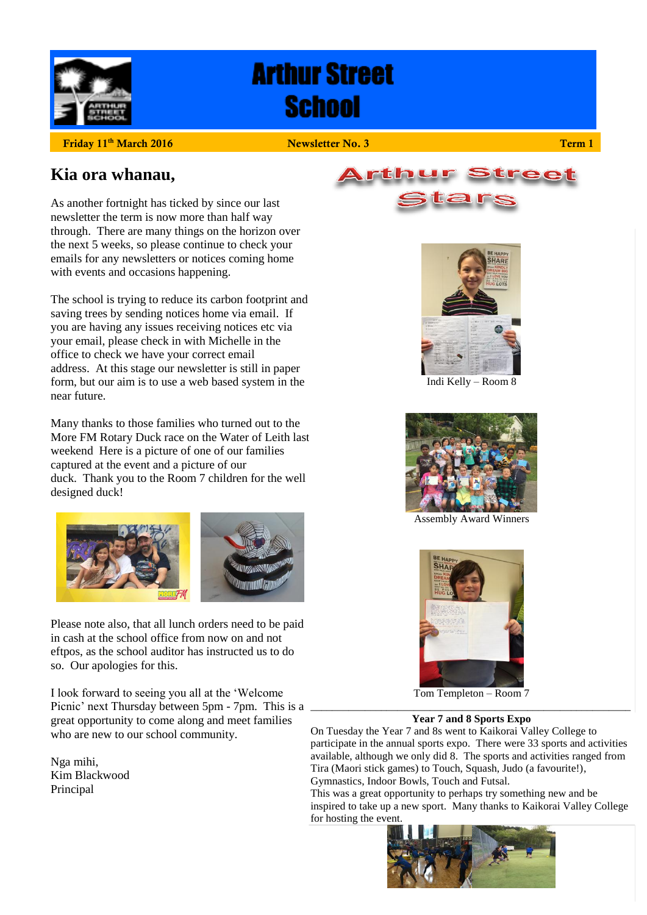# Arthur Street School

**Friday 11th March 2016** **Newsletter No. 3** **Term 1**

## Kia ora whanau,

As another fortnight has ticked by since our last newsletter the term is now more than half way through. There are many things on the horizon over the next 5 weeks, so please continue to check your emails for any newsletters or notices coming home with events and occasions happening.

The school is trying to reduce its carbon footprint and saving trees by sending notices home via email. If you are having any issues receiving notices etc via your email, please check in with Michelle in the office to check we have your correct email address. At this stage our newsletter is still in paper form, but our aim is to use a web based system in the near future.

Many thanks to those families who turned out to the More FM Rotary Duck race on the Water of Leith last weekend Here is a picture of one of our families captured at the event and a picture of our duck. Thank you to the Room 7 children for the well designed duck!

Please note also, that all lunch orders need to be paid in cash at the school office from now on and not eftpos, as the school auditor has instructed us to do so. Our apologies for this.

I look forward to seeing you all at the 'Welcome Picnic' next Thursday between 5pm - 7pm. This is a great opportunity to come along and meet families who are new to our school community.

Nga mihi,
Kim Blackwood
Principal

## Arthur Street Stars

Indi Kelly – Room 8

Assembly Award Winners

Tom Templeton – Room 7

### Year 7 and 8 Sports Expo

On Tuesday the Year 7 and 8s went to Kaikorai Valley College to participate in the annual sports expo. There were 33 sports and activities available, although we only did 8. The sports and activities ranged from Tira (Maori stick games) to Touch, Squash, Judo (a favourite!), Gymnastics, Indoor Bowls, Touch and Futsal.
This was a great opportunity to perhaps try something new and be inspired to take up a new sport. Many thanks to Kaikorai Valley College for hosting the event.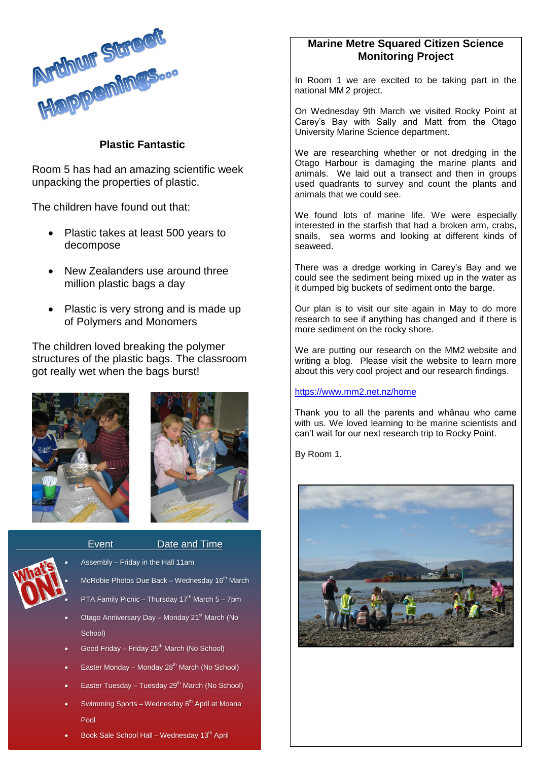# Arthur Street Happenings...

## Plastic Fantastic

Room 5 has had an amazing scientific week unpacking the properties of plastic.

The children have found out that:

- Plastic takes at least 500 years to decompose
- New Zealanders use around three million plastic bags a day
- Plastic is very strong and is made up of Polymers and Monomers

The children loved breaking the polymer structures of the plastic bags. The classroom got really wet when the bags burst!

## What's ON!

| Event | Date and Time |
|---|---|
| Assembly | Friday in the Hall 11am |
| McRobie Photos Due Back | Wednesday 16th March |
| PTA Family Picnic | Thursday 17th March 5 – 7pm |
| Otago Anniversary Day | Monday 21st March (No School) |
| Good Friday | Friday 25th March (No School) |
| Easter Monday | Monday 28th March (No School) |
| Easter Tuesday | Tuesday 29th March (No School) |
| Swimming Sports | Wednesday 6th April at Moana Pool |
| Book Sale School Hall | Wednesday 13th April |

## Marine Metre Squared Citizen Science Monitoring Project

In Room 1 we are excited to be taking part in the national MM 2 project.

On Wednesday 9th March we visited Rocky Point at Carey's Bay with Sally and Matt from the Otago University Marine Science department.

We are researching whether or not dredging in the Otago Harbour is damaging the marine plants and animals. We laid out a transect and then in groups used quadrants to survey and count the plants and animals that we could see.

We found lots of marine life. We were especially interested in the starfish that had a broken arm, crabs, snails, sea worms and looking at different kinds of seaweed.

There was a dredge working in Carey's Bay and we could see the sediment being mixed up in the water as it dumped big buckets of sediment onto the barge.

Our plan is to visit our site again in May to do more research to see if anything has changed and if there is more sediment on the rocky shore.

We are putting our research on the MM2 website and writing a blog. Please visit the website to learn more about this very cool project and our research findings.

https://www.mm2.net.nz/home

Thank you to all the parents and whānau who came with us. We loved learning to be marine scientists and can't wait for our next research trip to Rocky Point.

By Room 1.